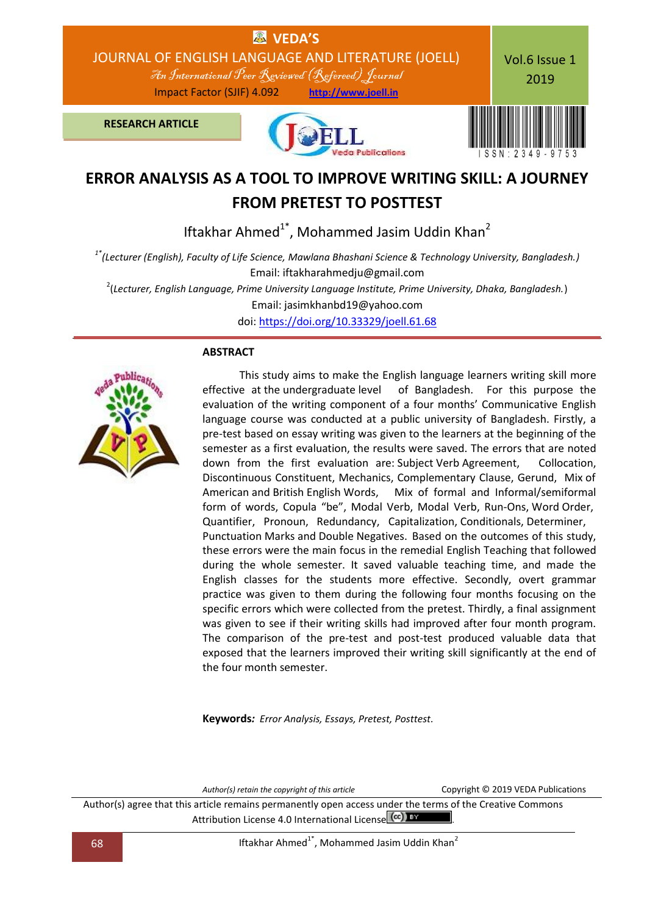**RESEARCH ARTICLE**

# ERROR ANALYSIS AS A TOOL TO IMPROVE WRITING SKILL: A JOURNEY FROM PRETEST TO POSTTEST

Iftakhar Ahmed[1*], Mohammed Jasim Uddin Khan[2]

[1*](Lecturer (English), Faculty of Life Science, Mawlana Bhashani Science & Technology University, Bangladesh.)
Email: iftakharahmedju@gmail.com

[2](Lecturer, English Language, Prime University Language Institute, Prime University, Dhaka, Bangladesh.)
Email: jasimkhanbd19@yahoo.com

doi: https://doi.org/10.33329/joell.61.68

## ABSTRACT

This study aims to make the English language learners writing skill more effective at the undergraduate level of Bangladesh. For this purpose the evaluation of the writing component of a four months' Communicative English language course was conducted at a public university of Bangladesh. Firstly, a pre-test based on essay writing was given to the learners at the beginning of the semester as a first evaluation, the results were saved. The errors that are noted down from the first evaluation are: Subject Verb Agreement, Collocation, Discontinuous Constituent, Mechanics, Complementary Clause, Gerund, Mix of American and British English Words, Mix of formal and Informal/semiformal form of words, Copula "be", Modal Verb, Modal Verb, Run-Ons, Word Order, Quantifier, Pronoun, Redundancy, Capitalization, Conditionals, Determiner, Punctuation Marks and Double Negatives. Based on the outcomes of this study, these errors were the main focus in the remedial English Teaching that followed during the whole semester. It saved valuable teaching time, and made the English classes for the students more effective. Secondly, overt grammar practice was given to them during the following four months focusing on the specific errors which were collected from the pretest. Thirdly, a final assignment was given to see if their writing skills had improved after four month program. The comparison of the pre-test and post-test produced valuable data that exposed that the learners improved their writing skill significantly at the end of the four month semester.

**Keywords***:* *Error Analysis, Essays, Pretest, Posttest.*

*Author(s) retain the copyright of this article* Copyright © 2019 VEDA Publications

Author(s) agree that this article remains permanently open access under the terms of the Creative Commons Attribution License 4.0 International License.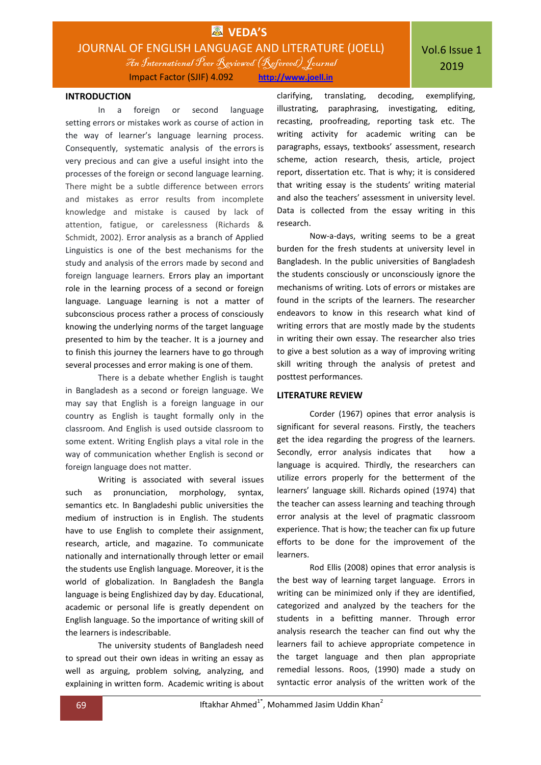## INTRODUCTION

In a foreign or second language setting errors or mistakes work as course of action in the way of learner's language learning process. Consequently, systematic analysis of the errors is very precious and can give a useful insight into the processes of the foreign or second language learning. There might be a subtle difference between errors and mistakes as error results from incomplete knowledge and mistake is caused by lack of attention, fatigue, or carelessness (Richards & Schmidt, 2002). Error analysis as a branch of Applied Linguistics is one of the best mechanisms for the study and analysis of the errors made by second and foreign language learners. Errors play an important role in the learning process of a second or foreign language. Language learning is not a matter of subconscious process rather a process of consciously knowing the underlying norms of the target language presented to him by the teacher. It is a journey and to finish this journey the learners have to go through several processes and error making is one of them.

There is a debate whether English is taught in Bangladesh as a second or foreign language. We may say that English is a foreign language in our country as English is taught formally only in the classroom. And English is used outside classroom to some extent. Writing English plays a vital role in the way of communication whether English is second or foreign language does not matter.

Writing is associated with several issues such as pronunciation, morphology, syntax, semantics etc. In Bangladeshi public universities the medium of instruction is in English. The students have to use English to complete their assignment, research, article, and magazine. To communicate nationally and internationally through letter or email the students use English language. Moreover, it is the world of globalization. In Bangladesh the Bangla language is being Englishized day by day. Educational, academic or personal life is greatly dependent on English language. So the importance of writing skill of the learners is indescribable.

The university students of Bangladesh need to spread out their own ideas in writing an essay as well as arguing, problem solving, analyzing, and explaining in written form. Academic writing is about clarifying, translating, decoding, exemplifying, illustrating, paraphrasing, investigating, editing, recasting, proofreading, reporting task etc. The writing activity for academic writing can be paragraphs, essays, textbooks' assessment, research scheme, action research, thesis, article, project report, dissertation etc. That is why; it is considered that writing essay is the students' writing material and also the teachers' assessment in university level. Data is collected from the essay writing in this research.

Now-a-days, writing seems to be a great burden for the fresh students at university level in Bangladesh. In the public universities of Bangladesh the students consciously or unconsciously ignore the mechanisms of writing. Lots of errors or mistakes are found in the scripts of the learners. The researcher endeavors to know in this research what kind of writing errors that are mostly made by the students in writing their own essay. The researcher also tries to give a best solution as a way of improving writing skill writing through the analysis of pretest and posttest performances.

## LITERATURE REVIEW

Corder (1967) opines that error analysis is significant for several reasons. Firstly, the teachers get the idea regarding the progress of the learners. Secondly, error analysis indicates that how a language is acquired. Thirdly, the researchers can utilize errors properly for the betterment of the learners' language skill. Richards opined (1974) that the teacher can assess learning and teaching through error analysis at the level of pragmatic classroom experience. That is how; the teacher can fix up future efforts to be done for the improvement of the learners.

Rod Ellis (2008) opines that error analysis is the best way of learning target language. Errors in writing can be minimized only if they are identified, categorized and analyzed by the teachers for the students in a befitting manner. Through error analysis research the teacher can find out why the learners fail to achieve appropriate competence in the target language and then plan appropriate remedial lessons. Roos, (1990) made a study on syntactic error analysis of the written work of the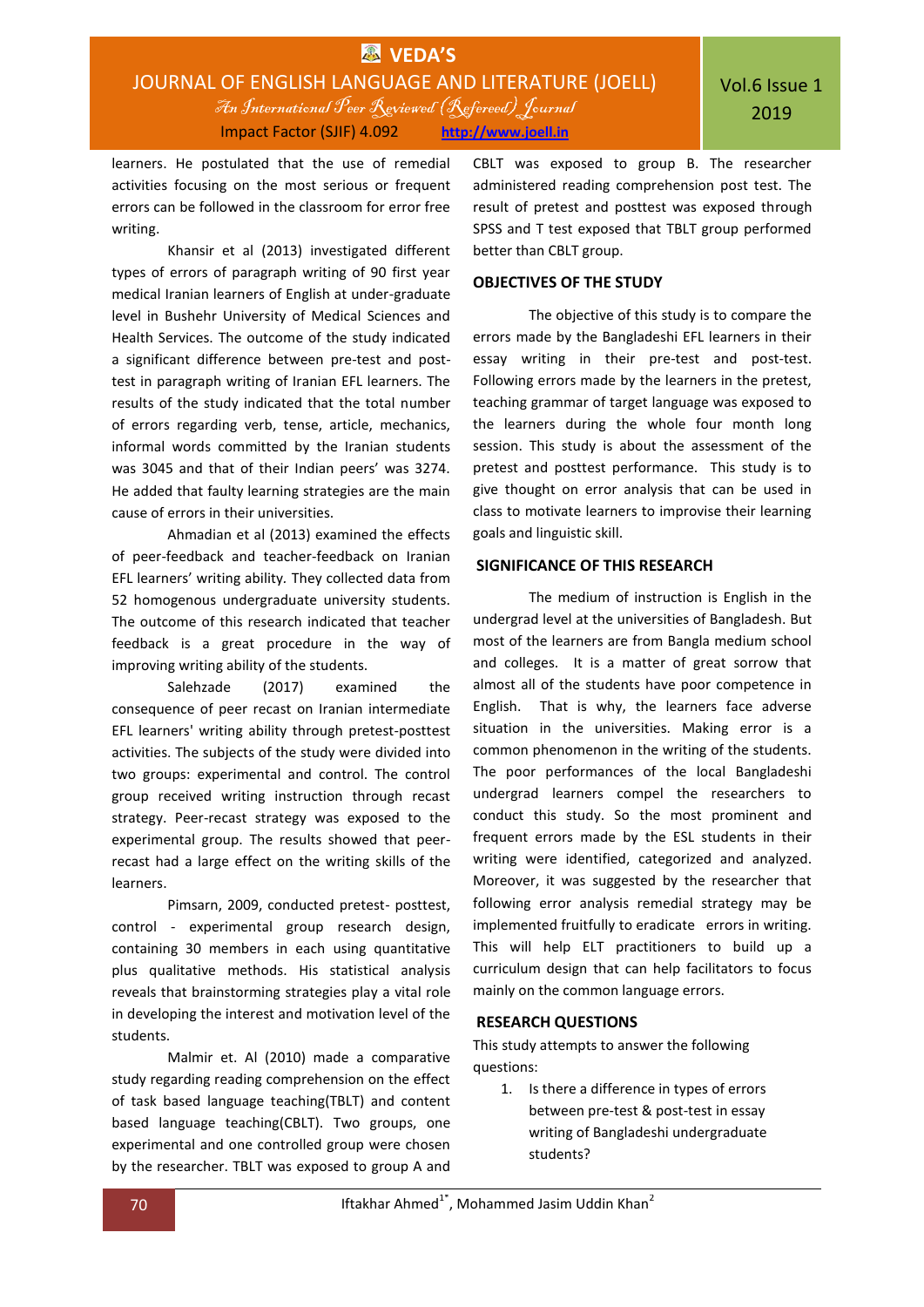learners. He postulated that the use of remedial activities focusing on the most serious or frequent errors can be followed in the classroom for error free writing.

Khansir et al (2013) investigated different types of errors of paragraph writing of 90 first year medical Iranian learners of English at under-graduate level in Bushehr University of Medical Sciences and Health Services. The outcome of the study indicated a significant difference between pre-test and post-test in paragraph writing of Iranian EFL learners. The results of the study indicated that the total number of errors regarding verb, tense, article, mechanics, informal words committed by the Iranian students was 3045 and that of their Indian peers' was 3274. He added that faulty learning strategies are the main cause of errors in their universities.

Ahmadian et al (2013) examined the effects of peer-feedback and teacher-feedback on Iranian EFL learners' writing ability. They collected data from 52 homogenous undergraduate university students. The outcome of this research indicated that teacher feedback is a great procedure in the way of improving writing ability of the students.

Salehzade (2017) examined the consequence of peer recast on Iranian intermediate EFL learners' writing ability through pretest-posttest activities. The subjects of the study were divided into two groups: experimental and control. The control group received writing instruction through recast strategy. Peer-recast strategy was exposed to the experimental group. The results showed that peer-recast had a large effect on the writing skills of the learners.

Pimsarn, 2009, conducted pretest- posttest, control - experimental group research design, containing 30 members in each using quantitative plus qualitative methods. His statistical analysis reveals that brainstorming strategies play a vital role in developing the interest and motivation level of the students.

Malmir et. Al (2010) made a comparative study regarding reading comprehension on the effect of task based language teaching(TBLT) and content based language teaching(CBLT). Two groups, one experimental and one controlled group were chosen by the researcher. TBLT was exposed to group A and CBLT was exposed to group B. The researcher administered reading comprehension post test. The result of pretest and posttest was exposed through SPSS and T test exposed that TBLT group performed better than CBLT group.

## OBJECTIVES OF THE STUDY

The objective of this study is to compare the errors made by the Bangladeshi EFL learners in their essay writing in their pre-test and post-test. Following errors made by the learners in the pretest, teaching grammar of target language was exposed to the learners during the whole four month long session. This study is about the assessment of the pretest and posttest performance. This study is to give thought on error analysis that can be used in class to motivate learners to improvise their learning goals and linguistic skill.

## SIGNIFICANCE OF THIS RESEARCH

The medium of instruction is English in the undergrad level at the universities of Bangladesh. But most of the learners are from Bangla medium school and colleges. It is a matter of great sorrow that almost all of the students have poor competence in English. That is why, the learners face adverse situation in the universities. Making error is a common phenomenon in the writing of the students. The poor performances of the local Bangladeshi undergrad learners compel the researchers to conduct this study. So the most prominent and frequent errors made by the ESL students in their writing were identified, categorized and analyzed. Moreover, it was suggested by the researcher that following error analysis remedial strategy may be implemented fruitfully to eradicate errors in writing. This will help ELT practitioners to build up a curriculum design that can help facilitators to focus mainly on the common language errors.

## RESEARCH QUESTIONS

This study attempts to answer the following questions:

1. Is there a difference in types of errors between pre-test & post-test in essay writing of Bangladeshi undergraduate students?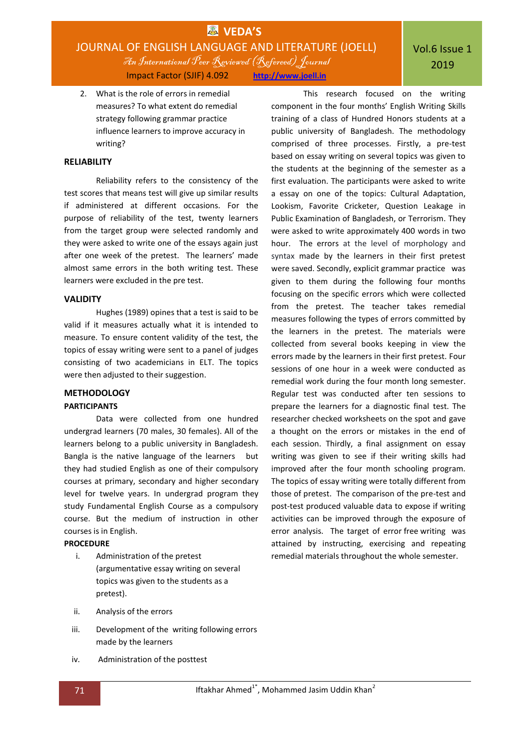2. What is the role of errors in remedial measures? To what extent do remedial strategy following grammar practice influence learners to improve accuracy in writing?

## RELIABILITY

Reliability refers to the consistency of the test scores that means test will give up similar results if administered at different occasions. For the purpose of reliability of the test, twenty learners from the target group were selected randomly and they were asked to write one of the essays again just after one week of the pretest. The learners' made almost same errors in the both writing test. These learners were excluded in the pre test.

## VALIDITY

Hughes (1989) opines that a test is said to be valid if it measures actually what it is intended to measure. To ensure content validity of the test, the topics of essay writing were sent to a panel of judges consisting of two academicians in ELT. The topics were then adjusted to their suggestion.

## METHODOLOGY

### PARTICIPANTS

Data were collected from one hundred undergrad learners (70 males, 30 females). All of the learners belong to a public university in Bangladesh. Bangla is the native language of the learners but they had studied English as one of their compulsory courses at primary, secondary and higher secondary level for twelve years. In undergrad program they study Fundamental English Course as a compulsory course. But the medium of instruction in other courses is in English.

### PROCEDURE

i. Administration of the pretest (argumentative essay writing on several topics was given to the students as a pretest).

ii. Analysis of the errors

iii. Development of the writing following errors made by the learners

iv. Administration of the posttest

This research focused on the writing component in the four months' English Writing Skills training of a class of Hundred Honors students at a public university of Bangladesh. The methodology comprised of three processes. Firstly, a pre-test based on essay writing on several topics was given to the students at the beginning of the semester as a first evaluation. The participants were asked to write a essay on one of the topics: Cultural Adaptation, Lookism, Favorite Cricketer, Question Leakage in Public Examination of Bangladesh, or Terrorism. They were asked to write approximately 400 words in two hour. The errors at the level of morphology and syntax made by the learners in their first pretest were saved. Secondly, explicit grammar practice was given to them during the following four months focusing on the specific errors which were collected from the pretest. The teacher takes remedial measures following the types of errors committed by the learners in the pretest. The materials were collected from several books keeping in view the errors made by the learners in their first pretest. Four sessions of one hour in a week were conducted as remedial work during the four month long semester. Regular test was conducted after ten sessions to prepare the learners for a diagnostic final test. The researcher checked worksheets on the spot and gave a thought on the errors or mistakes in the end of each session. Thirdly, a final assignment on essay writing was given to see if their writing skills had improved after the four month schooling program. The topics of essay writing were totally different from those of pretest. The comparison of the pre-test and post-test produced valuable data to expose if writing activities can be improved through the exposure of error analysis. The target of error free writing was attained by instructing, exercising and repeating remedial materials throughout the whole semester.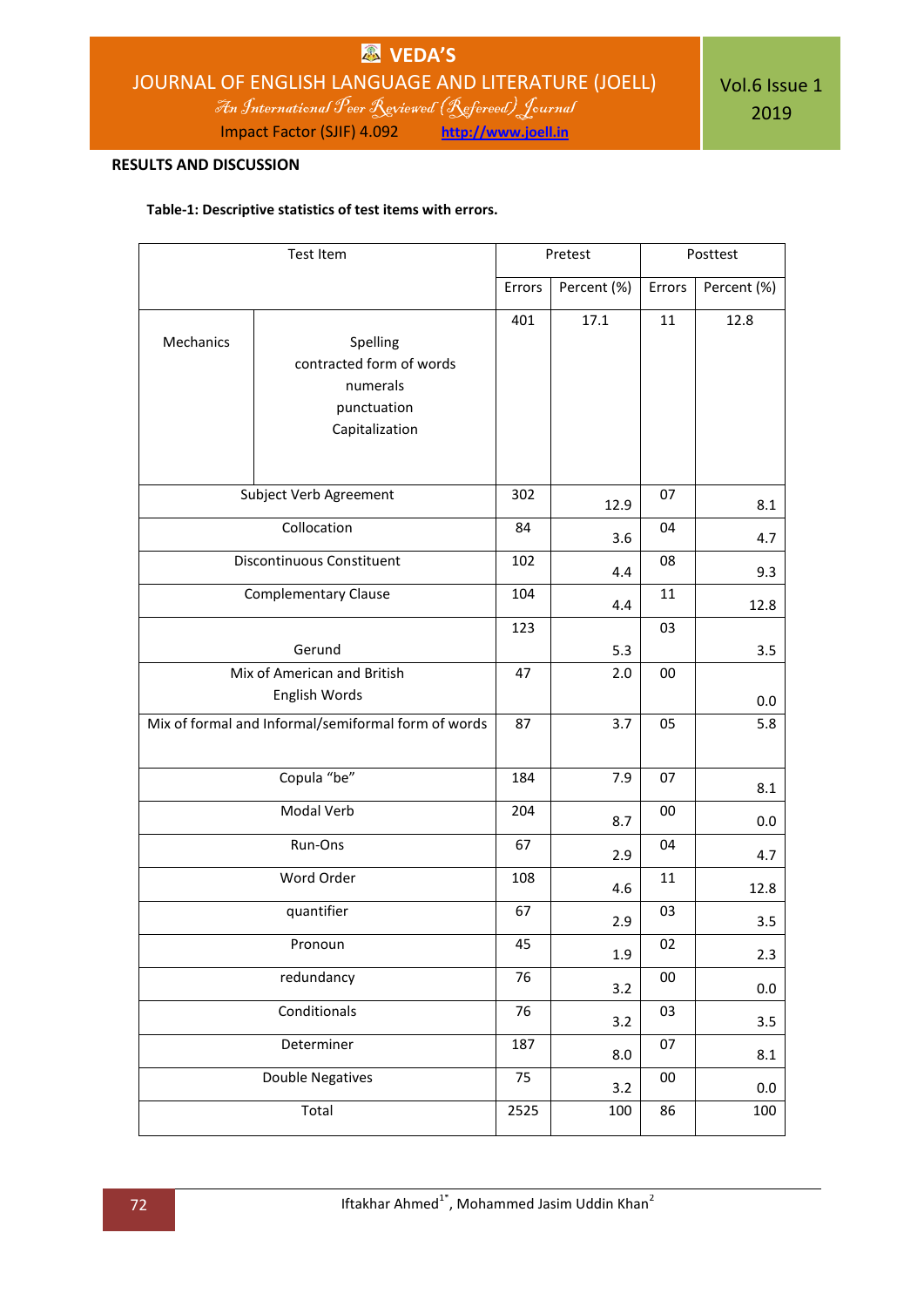## RESULTS AND DISCUSSION

**Table-1: Descriptive statistics of test items with errors.**

| Test Item | | Pretest | | Posttest | |
|---|---|---|---|---|---|
| | | Errors | Percent (%) | Errors | Percent (%) |
| Mechanics | Spelling<br>contracted form of words<br>numerals<br>punctuation<br>Capitalization | 401 | 17.1 | 11 | 12.8 |
| Subject Verb Agreement | | 302 | 12.9 | 07 | 8.1 |
| Collocation | | 84 | 3.6 | 04 | 4.7 |
| Discontinuous Constituent | | 102 | 4.4 | 08 | 9.3 |
| Complementary Clause | | 104 | 4.4 | 11 | 12.8 |
| Gerund | | 123 | 5.3 | 03 | 3.5 |
| Mix of American and British English Words | | 47 | 2.0 | 00 | 0.0 |
| Mix of formal and Informal/semiformal form of words | | 87 | 3.7 | 05 | 5.8 |
| Copula "be" | | 184 | 7.9 | 07 | 8.1 |
| Modal Verb | | 204 | 8.7 | 00 | 0.0 |
| Run-Ons | | 67 | 2.9 | 04 | 4.7 |
| Word Order | | 108 | 4.6 | 11 | 12.8 |
| quantifier | | 67 | 2.9 | 03 | 3.5 |
| Pronoun | | 45 | 1.9 | 02 | 2.3 |
| redundancy | | 76 | 3.2 | 00 | 0.0 |
| Conditionals | | 76 | 3.2 | 03 | 3.5 |
| Determiner | | 187 | 8.0 | 07 | 8.1 |
| Double Negatives | | 75 | 3.2 | 00 | 0.0 |
| Total | | 2525 | 100 | 86 | 100 |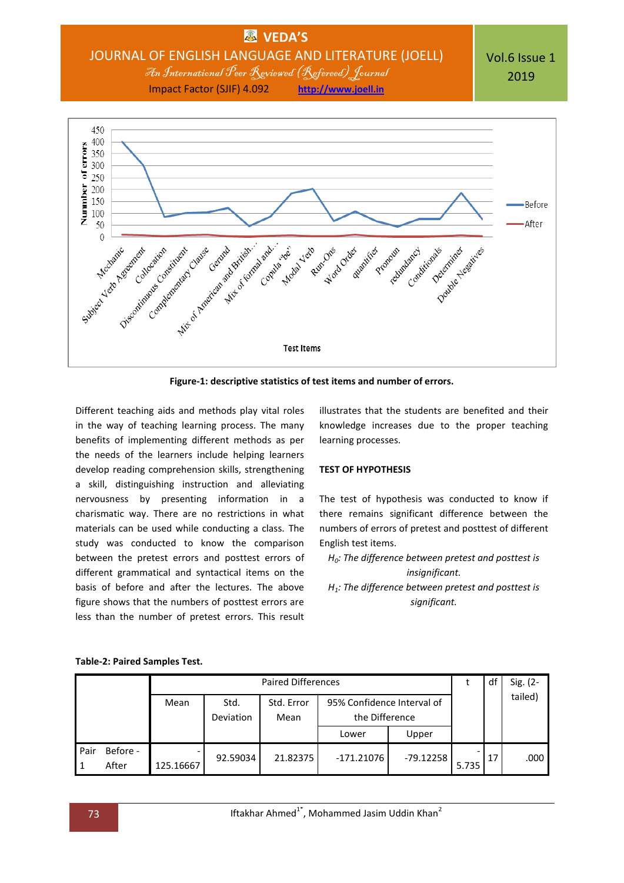Figure-1: descriptive statistics of test items and number of errors.

Different teaching aids and methods play vital roles in the way of teaching learning process. The many benefits of implementing different methods as per the needs of the learners include helping learners develop reading comprehension skills, strengthening a skill, distinguishing instruction and alleviating nervousness by presenting information in a charismatic way. There are no restrictions in what materials can be used while conducting a class. The study was conducted to know the comparison between the pretest errors and posttest errors of different grammatical and syntactical items on the basis of before and after the lectures. The above figure shows that the numbers of posttest errors are less than the number of pretest errors. This result illustrates that the students are benefited and their knowledge increases due to the proper teaching learning processes.

## TEST OF HYPOTHESIS

The test of hypothesis was conducted to know if there remains significant difference between the numbers of errors of pretest and posttest of different English test items.

*$H_0$: The difference between pretest and posttest is insignificant.*

*$H_1$: The difference between pretest and posttest is significant.*

**Table-2: Paired Samples Test.**

| | Paired Differences | | | | | t | df | Sig. (2-tailed) |
|---|---|---|---|---|---|---|---|---|
| | Mean | Std. Deviation | Std. Error Mean | 95% Confidence Interval of the Difference | | | | |
| | | | | Lower | Upper | | | |
| Pair 1 Before - After | -125.16667 | 92.59034 | 21.82375 | -171.21076 | -79.12258 | -5.735 | 17 | .000 |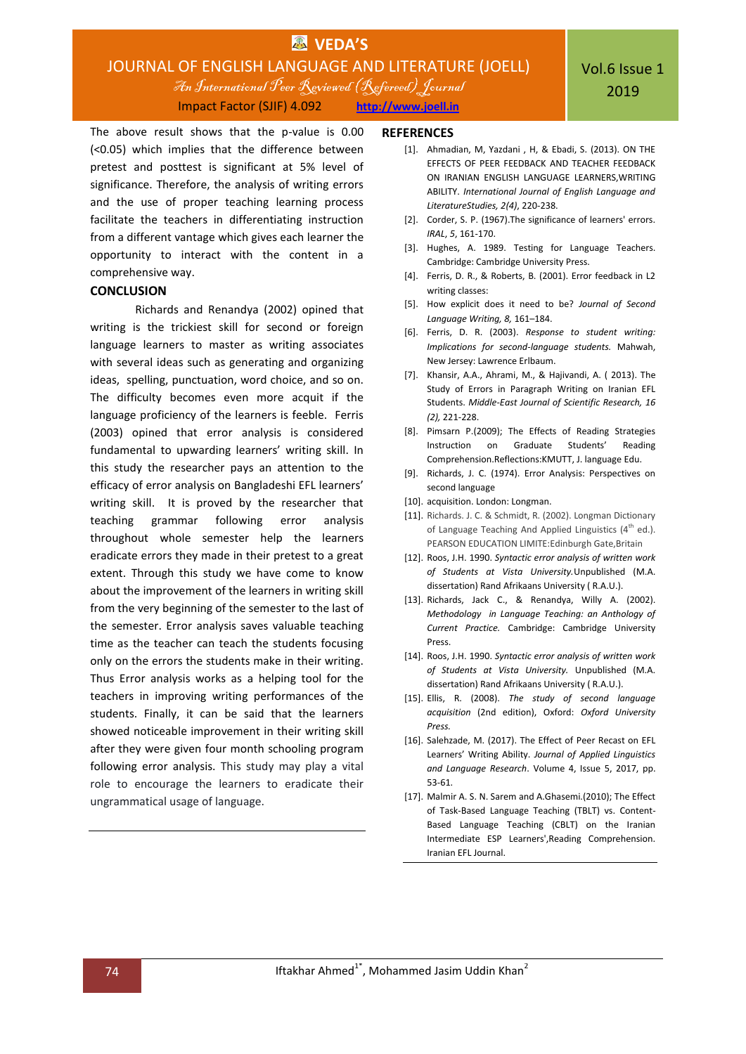The above result shows that the p-value is 0.00 (<0.05) which implies that the difference between pretest and posttest is significant at 5% level of significance. Therefore, the analysis of writing errors and the use of proper teaching learning process facilitate the teachers in differentiating instruction from a different vantage which gives each learner the opportunity to interact with the content in a comprehensive way.

## CONCLUSION

Richards and Renandya (2002) opined that writing is the trickiest skill for second or foreign language learners to master as writing associates with several ideas such as generating and organizing ideas, spelling, punctuation, word choice, and so on. The difficulty becomes even more acquit if the language proficiency of the learners is feeble. Ferris (2003) opined that error analysis is considered fundamental to upwarding learners' writing skill. In this study the researcher pays an attention to the efficacy of error analysis on Bangladeshi EFL learners' writing skill. It is proved by the researcher that teaching grammar following error analysis throughout whole semester help the learners eradicate errors they made in their pretest to a great extent. Through this study we have come to know about the improvement of the learners in writing skill from the very beginning of the semester to the last of the semester. Error analysis saves valuable teaching time as the teacher can teach the students focusing only on the errors the students make in their writing. Thus Error analysis works as a helping tool for the teachers in improving writing performances of the students. Finally, it can be said that the learners showed noticeable improvement in their writing skill after they were given four month schooling program following error analysis. This study may play a vital role to encourage the learners to eradicate their ungrammatical usage of language.

## REFERENCES

[1]. Ahmadian, M, Yazdani , H, & Ebadi, S. (2013). ON THE EFFECTS OF PEER FEEDBACK AND TEACHER FEEDBACK ON IRANIAN ENGLISH LANGUAGE LEARNERS,WRITING ABILITY. *International Journal of English Language and LiteratureStudies, 2(4)*, 220-238.

[2]. Corder, S. P. (1967).The significance of learners' errors. *IRAL, 5*, 161-170.

[3]. Hughes, A. 1989. Testing for Language Teachers. Cambridge: Cambridge University Press.

[4]. Ferris, D. R., & Roberts, B. (2001). Error feedback in L2 writing classes:

[5]. How explicit does it need to be? *Journal of Second Language Writing, 8,* 161–184.

[6]. Ferris, D. R. (2003). *Response to student writing: Implications for second-language students.* Mahwah, New Jersey: Lawrence Erlbaum.

[7]. Khansir, A.A., Ahrami, M., & Hajivandi, A. ( 2013). The Study of Errors in Paragraph Writing on Iranian EFL Students. *Middle-East Journal of Scientific Research, 16 (2),* 221-228.

[8]. Pimsarn P.(2009); The Effects of Reading Strategies Instruction on Graduate Students' Reading Comprehension.Reflections:KMUTT, J. language Edu.

[9]. Richards, J. C. (1974). Error Analysis: Perspectives on second language

[10]. acquisition. London: Longman.

[11]. Richards. J. C. & Schmidt, R. (2002). Longman Dictionary of Language Teaching And Applied Linguistics (4th ed.). PEARSON EDUCATION LIMITE:Edinburgh Gate,Britain

[12]. Roos, J.H. 1990. *Syntactic error analysis of written work of Students at Vista University.*Unpublished (M.A. dissertation) Rand Afrikaans University ( R.A.U.).

[13]. Richards, Jack C., & Renandya, Willy A. (2002). *Methodology in Language Teaching: an Anthology of Current Practice.* Cambridge: Cambridge University Press.

[14]. Roos, J.H. 1990. *Syntactic error analysis of written work of Students at Vista University.* Unpublished (M.A. dissertation) Rand Afrikaans University ( R.A.U.).

[15]. Ellis, R. (2008). *The study of second language acquisition* (2nd edition), Oxford: *Oxford University Press.*

[16]. Salehzade, M. (2017). The Effect of Peer Recast on EFL Learners' Writing Ability. *Journal of Applied Linguistics and Language Research*. Volume 4, Issue 5, 2017, pp. 53-61.

[17]. Malmir A. S. N. Sarem and A.Ghasemi.(2010); The Effect of Task-Based Language Teaching (TBLT) vs. Content-Based Language Teaching (CBLT) on the Iranian Intermediate ESP Learners',Reading Comprehension. Iranian EFL Journal.